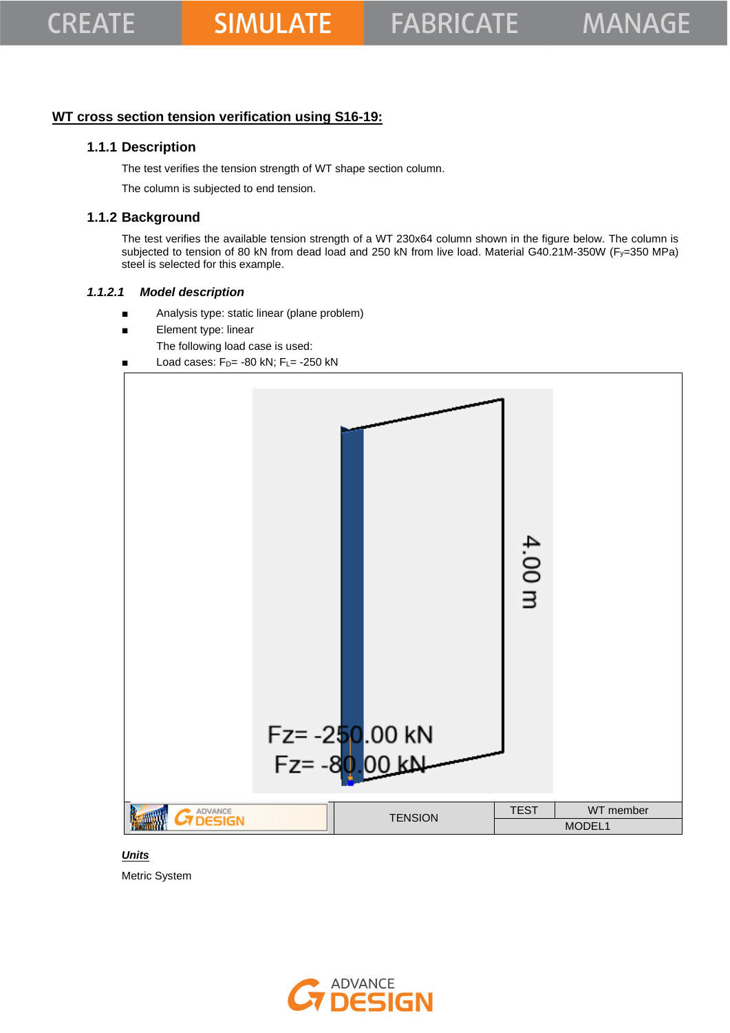## WT cross section tension verification using S16-19:

### 1.1.1 Description

The test verifies the tension strength of WT shape section column.

The column is subjected to end tension.

### 1.1.2 Background

The test verifies the available tension strength of a WT 230x64 column shown in the figure below. The column is subjected to tension of 80 kN from dead load and 250 kN from live load. Material G40.21M-350W ($F_y$=350 MPa) steel is selected for this example.

#### *1.1.2.1 Model description*

- Analysis type: static linear (plane problem)
- Element type: linear

  The following load case is used:
- Load cases: $F_D$= -80 kN; $F_L$= -250 kN

| ADVANCE DESIGN | TENSION | TEST | WT member |
|---|---|---|---|
| | | MODEL1 | |

***Units***

Metric System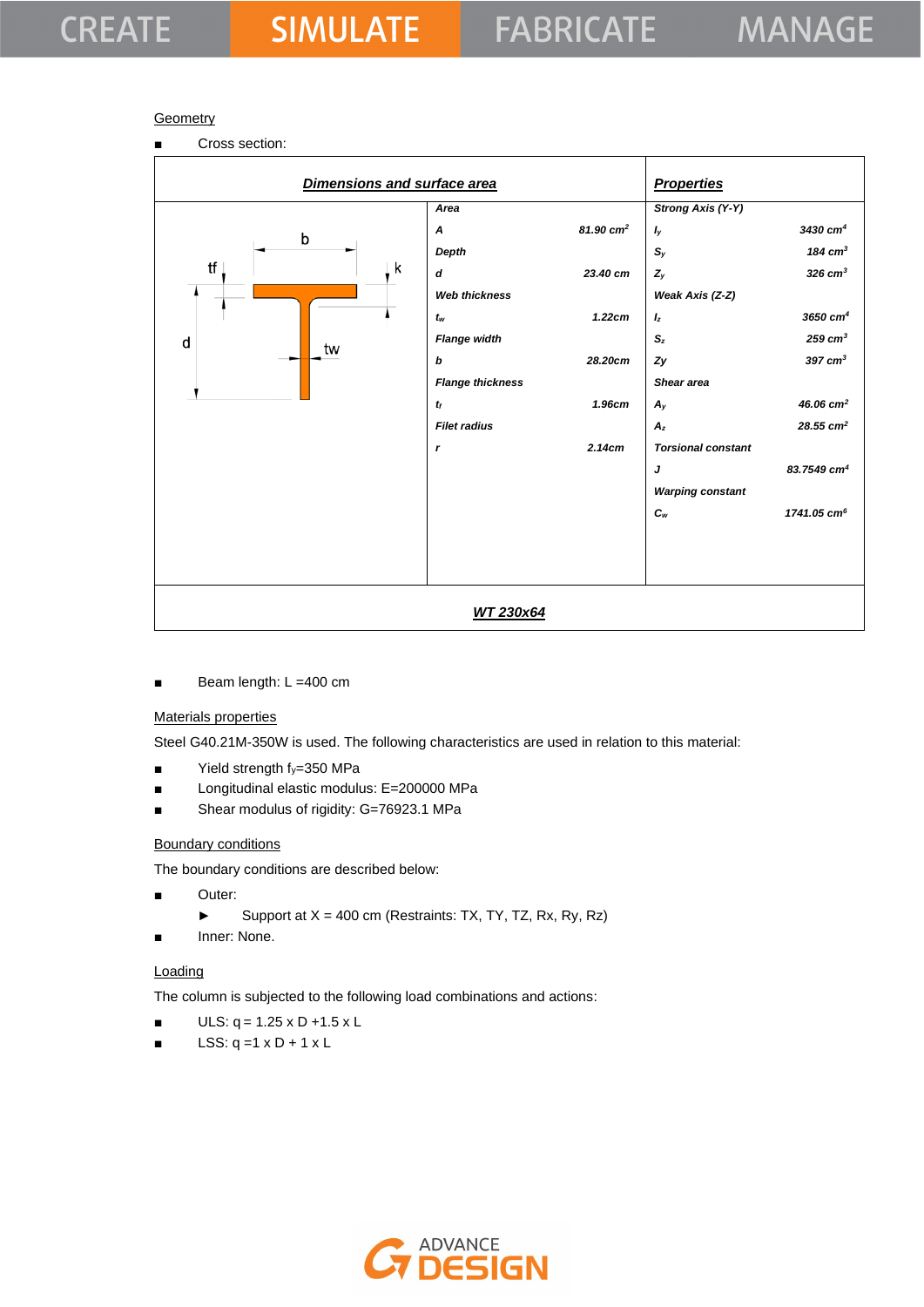Geometry

- Cross section:

| Dimensions and surface area | | Properties | |
|---|---|---|---|
| Area | | Strong Axis (Y-Y) | |
| A | 81.90 cm² | $I_y$ | 3430 cm⁴ |
| Depth | | $S_y$ | 184 cm³ |
| d | 23.40 cm | $Z_y$ | 326 cm³ |
| Web thickness | | Weak Axis (Z-Z) | |
| $t_w$ | 1.22cm | $I_z$ | 3650 cm⁴ |
| Flange width | | $S_z$ | 259 cm³ |
| b | 28.20cm | Zy | 397 cm³ |
| Flange thickness | | Shear area | |
| $t_f$ | 1.96cm | $A_y$ | 46.06 cm² |
| Filet radius | | $A_z$ | 28.55 cm² |
| r | 2.14cm | Torsional constant | |
| | | J | 83.7549 cm⁴ |
| | | Warping constant | |
| | | $C_w$ | 1741.05 cm⁶ |

WT 230x64

- Beam length: L =400 cm

Materials properties

Steel G40.21M-350W is used. The following characteristics are used in relation to this material:

- Yield strength $f_y$=350 MPa
- Longitudinal elastic modulus: E=200000 MPa
- Shear modulus of rigidity: G=76923.1 MPa

Boundary conditions

The boundary conditions are described below:

- Outer:
  - Support at X = 400 cm (Restraints: TX, TY, TZ, Rx, Ry, Rz)
- Inner: None.

Loading

The column is subjected to the following load combinations and actions:

- ULS: q = 1.25 x D +1.5 x L
- LSS: q =1 x D + 1 x L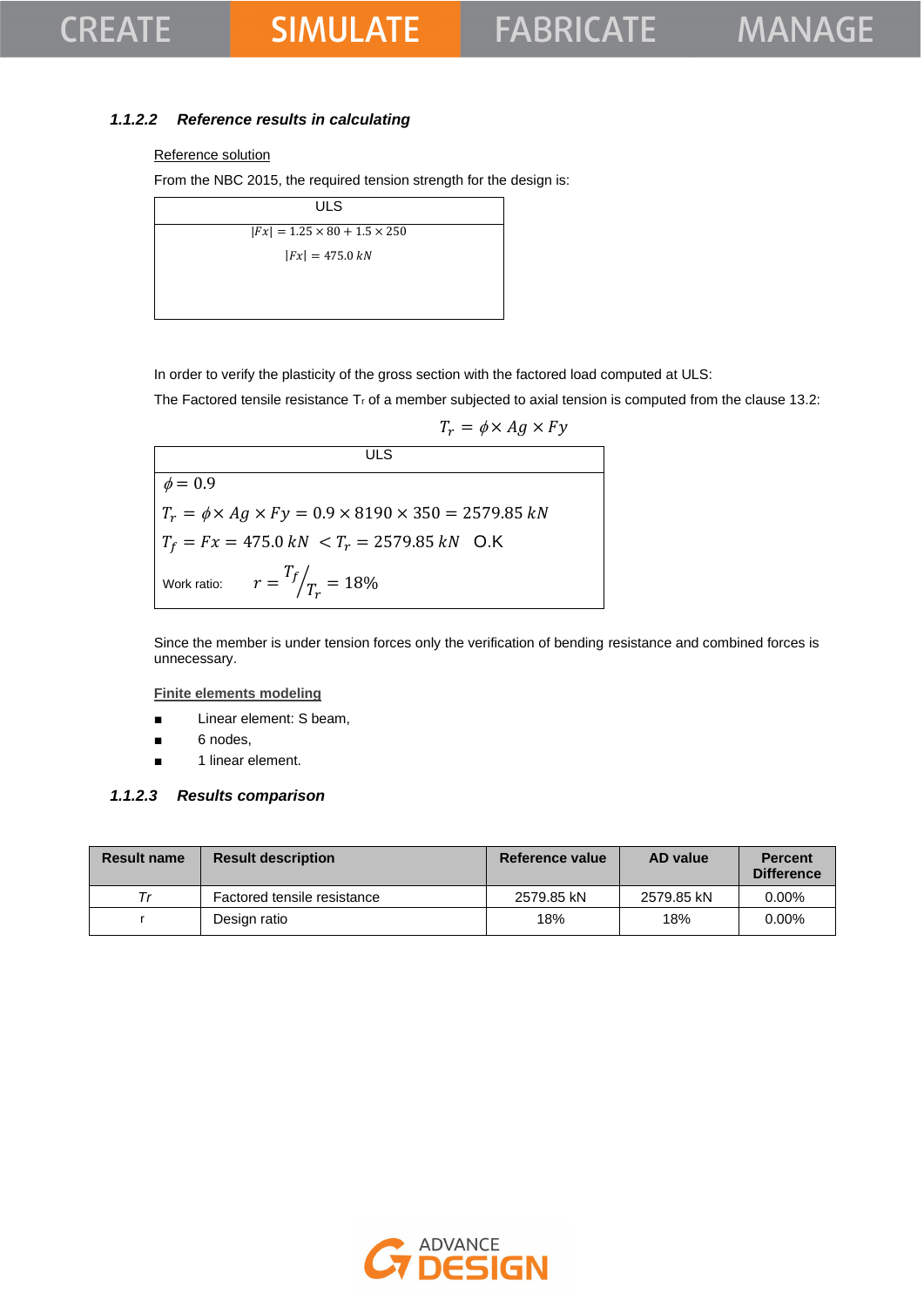### 1.1.2.2 Reference results in calculating

Reference solution

From the NBC 2015, the required tension strength for the design is:

| ULS |
|---|
| $\|Fx\| = 1.25 \times 80 + 1.5 \times 250$ <br> $\|Fx\| = 475.0\ kN$ |

In order to verify the plasticity of the gross section with the factored load computed at ULS:

The Factored tensile resistance $T_r$ of a member subjected to axial tension is computed from the clause 13.2:

$$T_r = \phi \times Ag \times Fy$$

| ULS |
|---|
| $\phi = 0.9$ |
| $T_r = \phi \times Ag \times Fy = 0.9 \times 8190 \times 350 = 2579.85\ kN$ |
| $T_f = Fx = 475.0\ kN < T_r = 2579.85\ kN$ O.K |
| Work ratio: $r = {T_f}/{T_r} = 18\%$ |

Since the member is under tension forces only the verification of bending resistance and combined forces is unnecessary.

Finite elements modeling

- Linear element: S beam,
- 6 nodes,
- 1 linear element.

### 1.1.2.3 Results comparison

| Result name | Result description | Reference value | AD value | Percent Difference |
|---|---|---|---|---|
| *Tr* | Factored tensile resistance | 2579.85 kN | 2579.85 kN | 0.00% |
| r | Design ratio | 18% | 18% | 0.00% |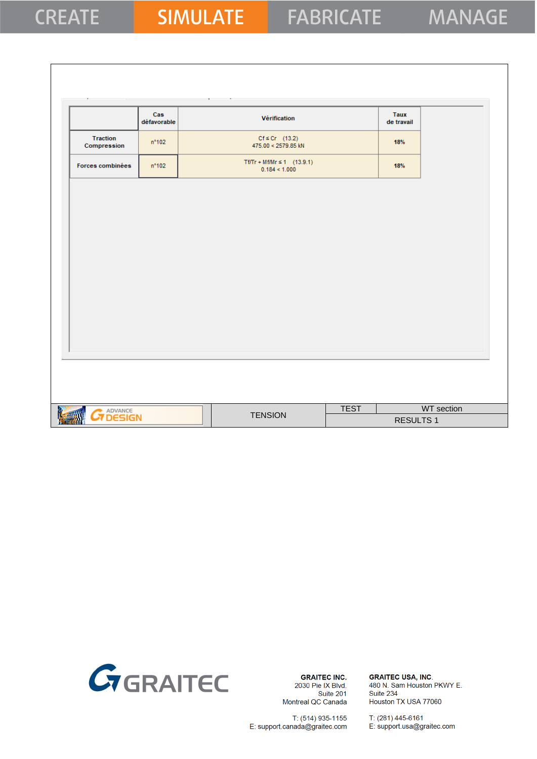| | Cas défavorable | Vérification | Taux de travail |
|---|---|---|---|
| Traction Compression | n°102 | Cf ≤ Cr (13.2)<br>475.00 < 2579.85 kN | 18% |
| Forces combinées | n°102 | Tf/Tr + Mf/Mr ≤ 1 (13.9.1)<br>0.184 < 1.000 | 18% |

| ADVANCE DESIGN | TENSION | TEST | WT section |
|---|---|---|---|
| | | RESULTS 1 | |

**GRAITEC INC.**
2030 Pie IX Blvd.
Suite 201
Montreal QC Canada

T: (514) 935-1155
E: support.canada@graitec.com

**GRAITEC USA, INC.**
480 N. Sam Houston PKWY E.
Suite 234
Houston TX USA 77060

T: (281) 445-6161
E: support.usa@graitec.com